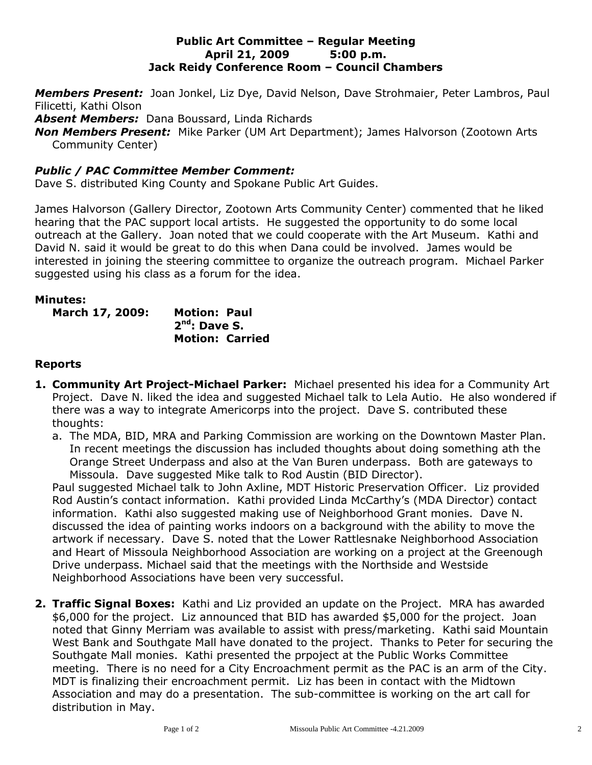**Public Art Committee – Regular Meeting**
**April 21, 2009 5:00 p.m.**
**Jack Reidy Conference Room – Council Chambers**

***Members Present:*** Joan Jonkel, Liz Dye, David Nelson, Dave Strohmaier, Peter Lambros, Paul Filicetti, Kathi Olson
***Absent Members:*** Dana Boussard, Linda Richards
***Non Members Present:*** Mike Parker (UM Art Department); James Halvorson (Zootown Arts Community Center)

### *Public / PAC Committee Member Comment:*

Dave S. distributed King County and Spokane Public Art Guides.

James Halvorson (Gallery Director, Zootown Arts Community Center) commented that he liked hearing that the PAC support local artists. He suggested the opportunity to do some local outreach at the Gallery. Joan noted that we could cooperate with the Art Museum. Kathi and David N. said it would be great to do this when Dana could be involved. James would be interested in joining the steering committee to organize the outreach program. Michael Parker suggested using his class as a forum for the idea.

### Minutes:

**March 17, 2009:** **Motion: Paul**
**2nd: Dave S.**
**Motion: Carried**

### Reports

1. **Community Art Project-Michael Parker:** Michael presented his idea for a Community Art Project. Dave N. liked the idea and suggested Michael talk to Lela Autio. He also wondered if there was a way to integrate Americorps into the project. Dave S. contributed these thoughts:
   a. The MDA, BID, MRA and Parking Commission are working on the Downtown Master Plan. In recent meetings the discussion has included thoughts about doing something ath the Orange Street Underpass and also at the Van Buren underpass. Both are gateways to Missoula. Dave suggested Mike talk to Rod Austin (BID Director).

   Paul suggested Michael talk to John Axline, MDT Historic Preservation Officer. Liz provided Rod Austin's contact information. Kathi provided Linda McCarthy's (MDA Director) contact information. Kathi also suggested making use of Neighborhood Grant monies. Dave N. discussed the idea of painting works indoors on a background with the ability to move the artwork if necessary. Dave S. noted that the Lower Rattlesnake Neighborhood Association and Heart of Missoula Neighborhood Association are working on a project at the Greenough Drive underpass. Michael said that the meetings with the Northside and Westside Neighborhood Associations have been very successful.

2. **Traffic Signal Boxes:** Kathi and Liz provided an update on the Project. MRA has awarded $6,000 for the project. Liz announced that BID has awarded $5,000 for the project. Joan noted that Ginny Merriam was available to assist with press/marketing. Kathi said Mountain West Bank and Southgate Mall have donated to the project. Thanks to Peter for securing the Southgate Mall monies. Kathi presented the prpoject at the Public Works Committee meeting. There is no need for a City Encroachment permit as the PAC is an arm of the City. MDT is finalizing their encroachment permit. Liz has been in contact with the Midtown Association and may do a presentation. The sub-committee is working on the art call for distribution in May.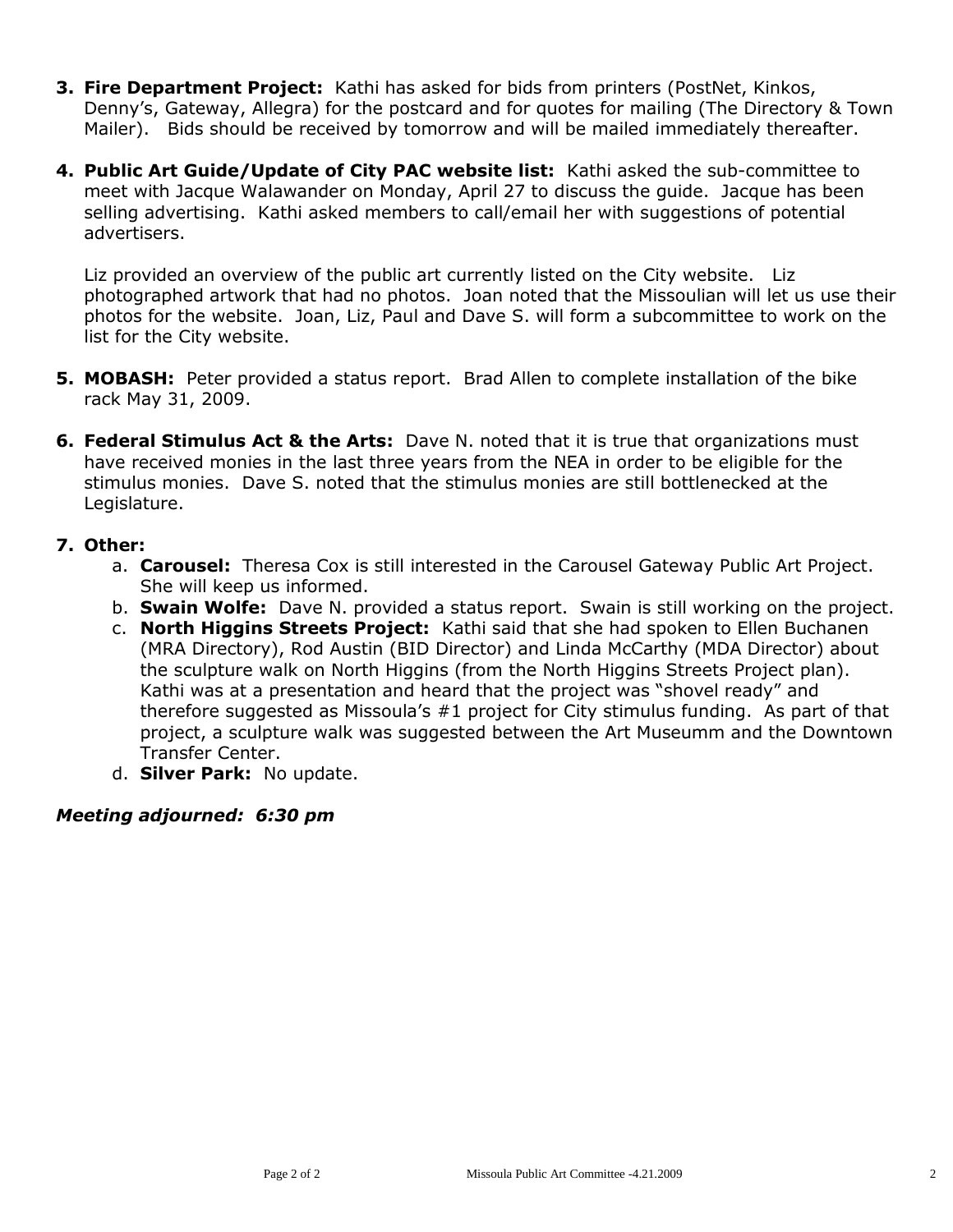3. **Fire Department Project:** Kathi has asked for bids from printers (PostNet, Kinkos, Denny's, Gateway, Allegra) for the postcard and for quotes for mailing (The Directory & Town Mailer). Bids should be received by tomorrow and will be mailed immediately thereafter.

4. **Public Art Guide/Update of City PAC website list:** Kathi asked the sub-committee to meet with Jacque Walawander on Monday, April 27 to discuss the guide. Jacque has been selling advertising. Kathi asked members to call/email her with suggestions of potential advertisers.

   Liz provided an overview of the public art currently listed on the City website. Liz photographed artwork that had no photos. Joan noted that the Missoulian will let us use their photos for the website. Joan, Liz, Paul and Dave S. will form a subcommittee to work on the list for the City website.

5. **MOBASH:** Peter provided a status report. Brad Allen to complete installation of the bike rack May 31, 2009.

6. **Federal Stimulus Act & the Arts:** Dave N. noted that it is true that organizations must have received monies in the last three years from the NEA in order to be eligible for the stimulus monies. Dave S. noted that the stimulus monies are still bottlenecked at the Legislature.

7. **Other:**
   a. **Carousel:** Theresa Cox is still interested in the Carousel Gateway Public Art Project. She will keep us informed.
   b. **Swain Wolfe:** Dave N. provided a status report. Swain is still working on the project.
   c. **North Higgins Streets Project:** Kathi said that she had spoken to Ellen Buchanen (MRA Directory), Rod Austin (BID Director) and Linda McCarthy (MDA Director) about the sculpture walk on North Higgins (from the North Higgins Streets Project plan). Kathi was at a presentation and heard that the project was "shovel ready" and therefore suggested as Missoula's #1 project for City stimulus funding. As part of that project, a sculpture walk was suggested between the Art Museumm and the Downtown Transfer Center.
   d. **Silver Park:** No update.

***Meeting adjourned: 6:30 pm***